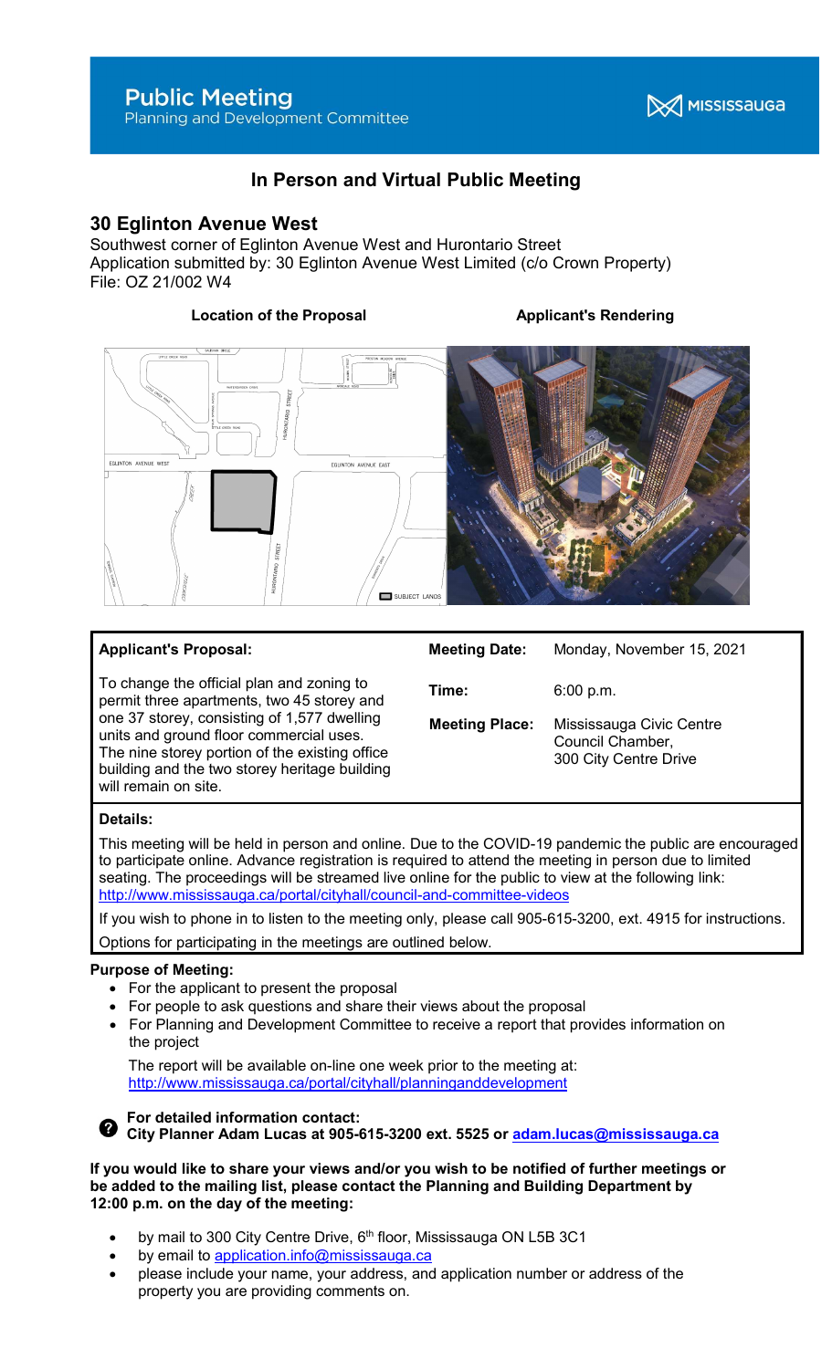# Public Meeting
Planning and Development Committee

MISSISSAUGA

## In Person and Virtual Public Meeting

## 30 Eglinton Avenue West

Southwest corner of Eglinton Avenue West and Hurontario Street
Application submitted by: 30 Eglinton Avenue West Limited (c/o Crown Property)
File: OZ 21/002 W4

**Location of the Proposal** **Applicant's Rendering**

| **Applicant's Proposal:** | **Meeting Date:** | Monday, November 15, 2021 |
|---|---|---|
| To change the official plan and zoning to permit three apartments, two 45 storey and one 37 storey, consisting of 1,577 dwelling units and ground floor commercial uses. The nine storey portion of the existing office building and the two storey heritage building will remain on site. | **Time:** | 6:00 p.m. |
| | **Meeting Place:** | Mississauga Civic Centre Council Chamber, 300 City Centre Drive |

**Details:**

This meeting will be held in person and online. Due to the COVID-19 pandemic the public are encouraged to participate online. Advance registration is required to attend the meeting in person due to limited seating. The proceedings will be streamed live online for the public to view at the following link: http://www.mississauga.ca/portal/cityhall/council-and-committee-videos

If you wish to phone in to listen to the meeting only, please call 905-615-3200, ext. 4915 for instructions.

Options for participating in the meetings are outlined below.

**Purpose of Meeting:**

- For the applicant to present the proposal
- For people to ask questions and share their views about the proposal
- For Planning and Development Committee to receive a report that provides information on the project

The report will be available on-line one week prior to the meeting at: http://www.mississauga.ca/portal/cityhall/planninganddevelopment

**For detailed information contact:**
**City Planner Adam Lucas at 905-615-3200 ext. 5525 or adam.lucas@mississauga.ca**

**If you would like to share your views and/or you wish to be notified of further meetings or be added to the mailing list, please contact the Planning and Building Department by 12:00 p.m. on the day of the meeting:**

- by mail to 300 City Centre Drive, 6th floor, Mississauga ON L5B 3C1
- by email to application.info@mississauga.ca
- please include your name, your address, and application number or address of the property you are providing comments on.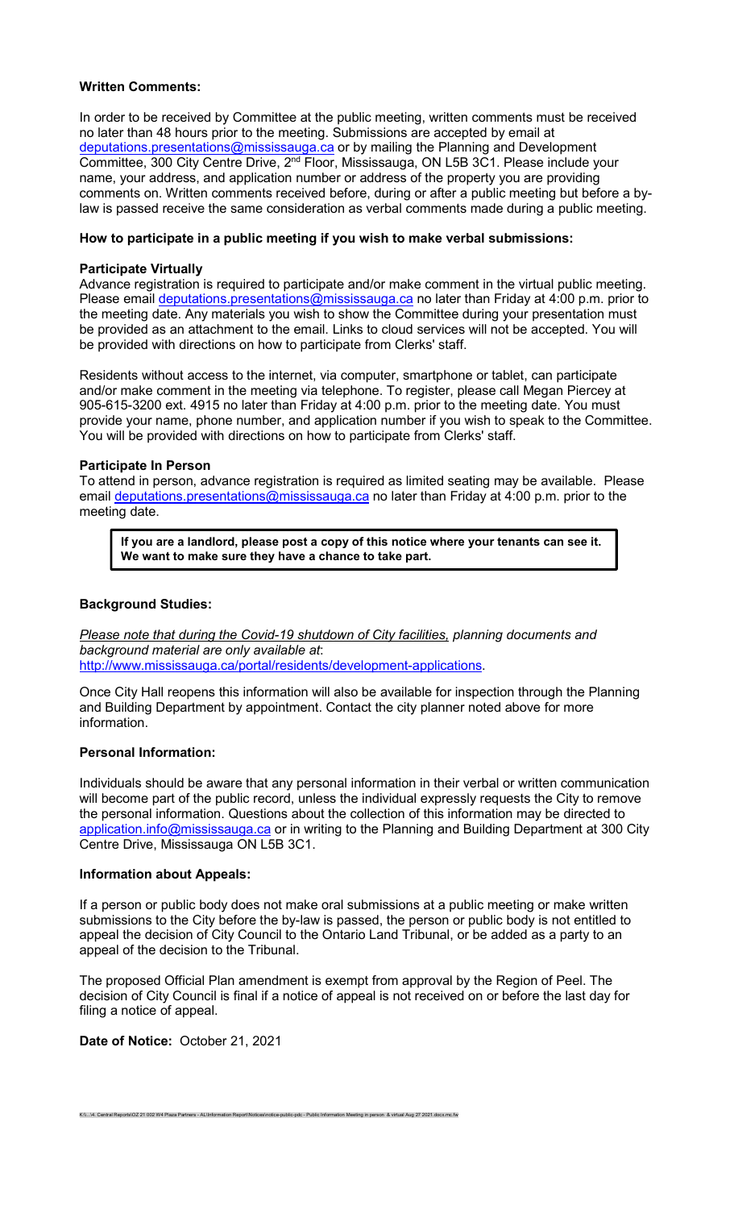**Written Comments:**

In order to be received by Committee at the public meeting, written comments must be received no later than 48 hours prior to the meeting. Submissions are accepted by email at deputations.presentations@mississauga.ca or by mailing the Planning and Development Committee, 300 City Centre Drive, 2nd Floor, Mississauga, ON L5B 3C1. Please include your name, your address, and application number or address of the property you are providing comments on. Written comments received before, during or after a public meeting but before a by-law is passed receive the same consideration as verbal comments made during a public meeting.

**How to participate in a public meeting if you wish to make verbal submissions:**

**Participate Virtually**

Advance registration is required to participate and/or make comment in the virtual public meeting. Please email deputations.presentations@mississauga.ca no later than Friday at 4:00 p.m. prior to the meeting date. Any materials you wish to show the Committee during your presentation must be provided as an attachment to the email. Links to cloud services will not be accepted. You will be provided with directions on how to participate from Clerks' staff.

Residents without access to the internet, via computer, smartphone or tablet, can participate and/or make comment in the meeting via telephone. To register, please call Megan Piercey at 905-615-3200 ext. 4915 no later than Friday at 4:00 p.m. prior to the meeting date. You must provide your name, phone number, and application number if you wish to speak to the Committee. You will be provided with directions on how to participate from Clerks' staff.

**Participate In Person**

To attend in person, advance registration is required as limited seating may be available. Please email deputations.presentations@mississauga.ca no later than Friday at 4:00 p.m. prior to the meeting date.

**If you are a landlord, please post a copy of this notice where your tenants can see it. We want to make sure they have a chance to take part.**

**Background Studies:**

*Please note that during the Covid-19 shutdown of City facilities, planning documents and background material are only available at*: http://www.mississauga.ca/portal/residents/development-applications.

Once City Hall reopens this information will also be available for inspection through the Planning and Building Department by appointment. Contact the city planner noted above for more information.

**Personal Information:**

Individuals should be aware that any personal information in their verbal or written communication will become part of the public record, unless the individual expressly requests the City to remove the personal information. Questions about the collection of this information may be directed to application.info@mississauga.ca or in writing to the Planning and Building Department at 300 City Centre Drive, Mississauga ON L5B 3C1.

**Information about Appeals:**

If a person or public body does not make oral submissions at a public meeting or make written submissions to the City before the by-law is passed, the person or public body is not entitled to appeal the decision of City Council to the Ontario Land Tribunal, or be added as a party to an appeal of the decision to the Tribunal.

The proposed Official Plan amendment is exempt from approval by the Region of Peel. The decision of City Council is final if a notice of appeal is not received on or before the last day for filing a notice of appeal.

**Date of Notice:** October 21, 2021